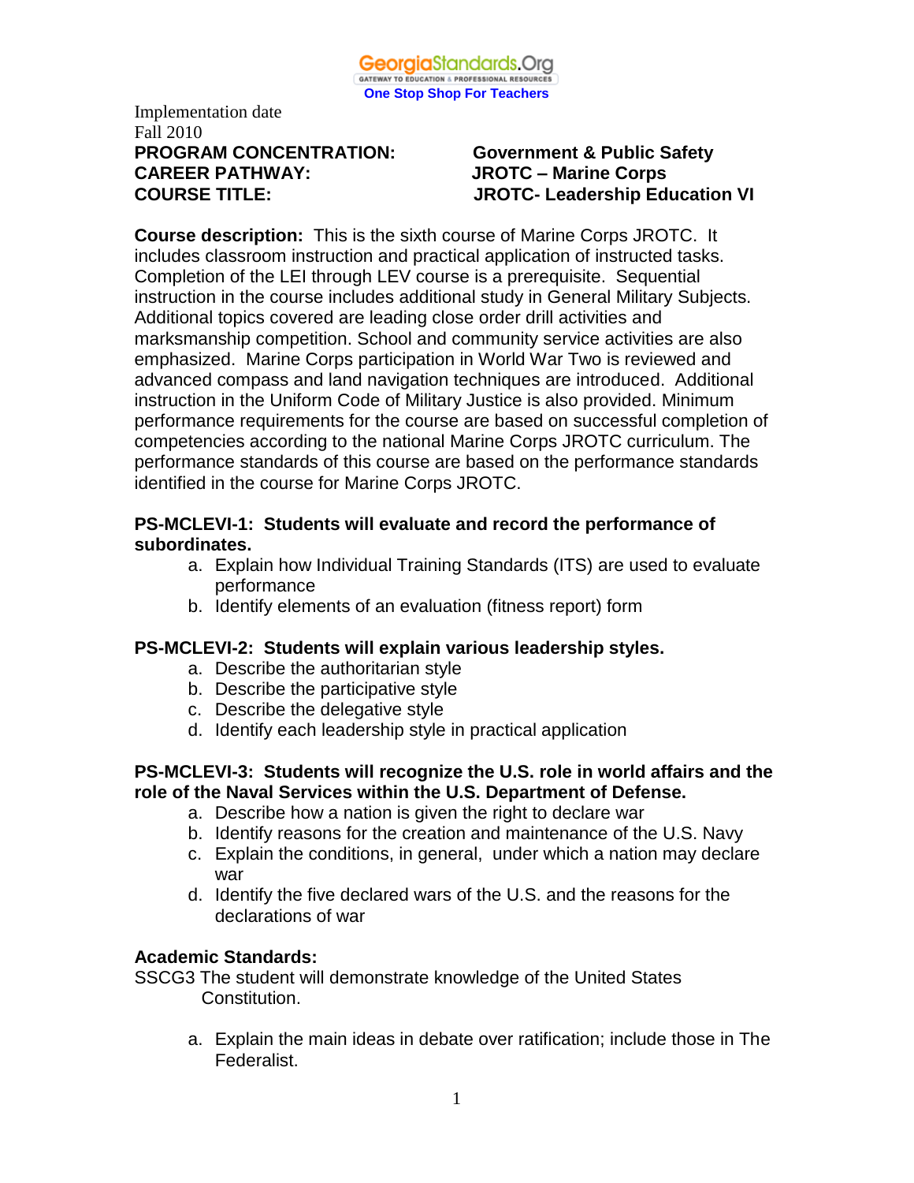GeorgiaStandards.Org
GATEWAY TO EDUCATION & PROFESSIONAL RESOURCES
One Stop Shop For Teachers

Implementation date
Fall 2010

**PROGRAM CONCENTRATION:** **Government & Public Safety**
**CAREER PATHWAY:** **JROTC – Marine Corps**
**COURSE TITLE:** **JROTC- Leadership Education VI**

**Course description:** This is the sixth course of Marine Corps JROTC. It includes classroom instruction and practical application of instructed tasks. Completion of the LEI through LEV course is a prerequisite. Sequential instruction in the course includes additional study in General Military Subjects. Additional topics covered are leading close order drill activities and marksmanship competition. School and community service activities are also emphasized. Marine Corps participation in World War Two is reviewed and advanced compass and land navigation techniques are introduced. Additional instruction in the Uniform Code of Military Justice is also provided. Minimum performance requirements for the course are based on successful completion of competencies according to the national Marine Corps JROTC curriculum. The performance standards of this course are based on the performance standards identified in the course for Marine Corps JROTC.

**PS-MCLEVI-1: Students will evaluate and record the performance of subordinates.**

a. Explain how Individual Training Standards (ITS) are used to evaluate performance
b. Identify elements of an evaluation (fitness report) form

**PS-MCLEVI-2: Students will explain various leadership styles.**

a. Describe the authoritarian style
b. Describe the participative style
c. Describe the delegative style
d. Identify each leadership style in practical application

**PS-MCLEVI-3: Students will recognize the U.S. role in world affairs and the role of the Naval Services within the U.S. Department of Defense.**

a. Describe how a nation is given the right to declare war
b. Identify reasons for the creation and maintenance of the U.S. Navy
c. Explain the conditions, in general, under which a nation may declare war
d. Identify the five declared wars of the U.S. and the reasons for the declarations of war

**Academic Standards:**

SSCG3 The student will demonstrate knowledge of the United States Constitution.

a. Explain the main ideas in debate over ratification; include those in The Federalist.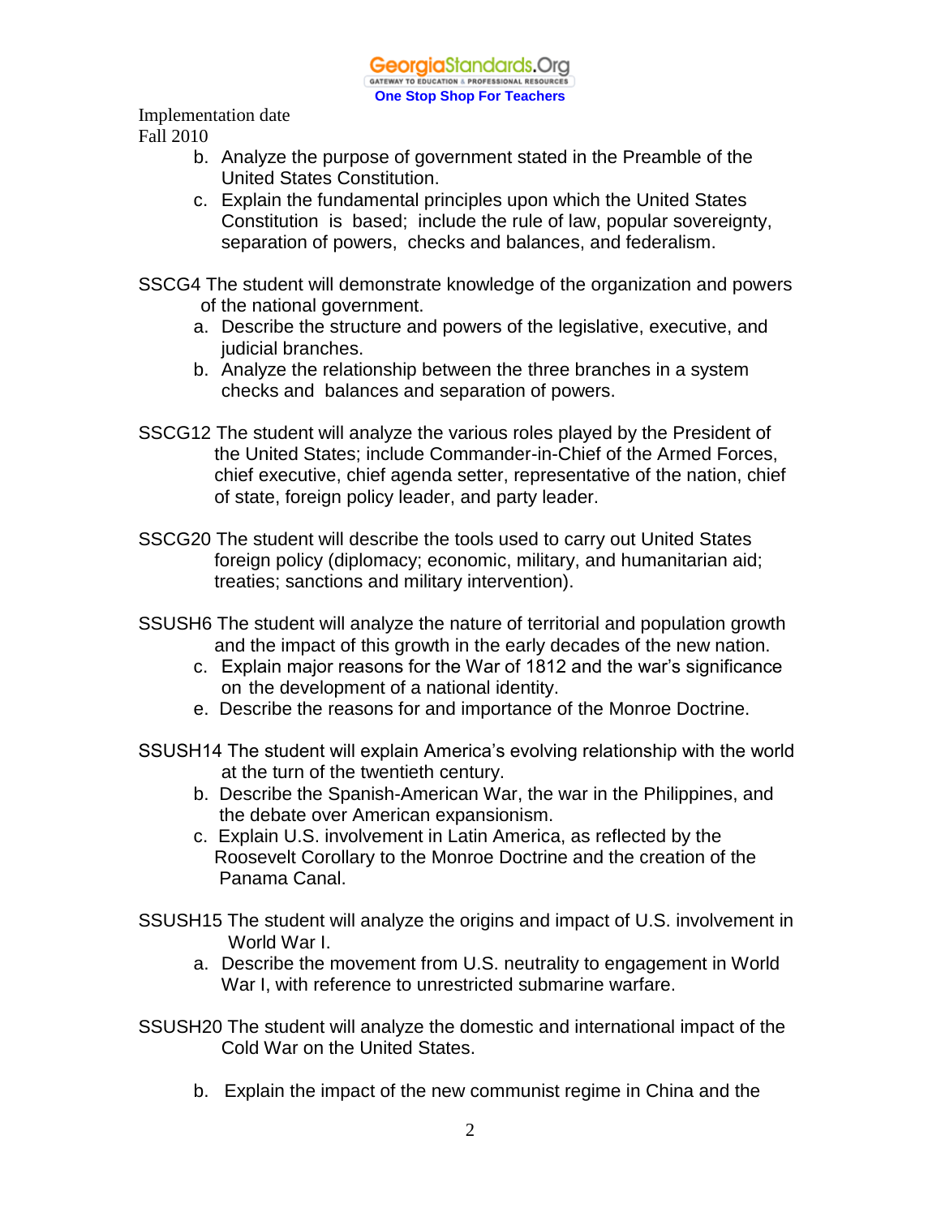Implementation date
Fall 2010

b. Analyze the purpose of government stated in the Preamble of the United States Constitution.
c. Explain the fundamental principles upon which the United States Constitution is based; include the rule of law, popular sovereignty, separation of powers, checks and balances, and federalism.

SSCG4 The student will demonstrate knowledge of the organization and powers of the national government.

a. Describe the structure and powers of the legislative, executive, and judicial branches.
b. Analyze the relationship between the three branches in a system checks and balances and separation of powers.

SSCG12 The student will analyze the various roles played by the President of the United States; include Commander-in-Chief of the Armed Forces, chief executive, chief agenda setter, representative of the nation, chief of state, foreign policy leader, and party leader.

SSCG20 The student will describe the tools used to carry out United States foreign policy (diplomacy; economic, military, and humanitarian aid; treaties; sanctions and military intervention).

SSUSH6 The student will analyze the nature of territorial and population growth and the impact of this growth in the early decades of the new nation.

c. Explain major reasons for the War of 1812 and the war's significance on the development of a national identity.
e. Describe the reasons for and importance of the Monroe Doctrine.

SSUSH14 The student will explain America's evolving relationship with the world at the turn of the twentieth century.

b. Describe the Spanish-American War, the war in the Philippines, and the debate over American expansionism.
c. Explain U.S. involvement in Latin America, as reflected by the Roosevelt Corollary to the Monroe Doctrine and the creation of the Panama Canal.

SSUSH15 The student will analyze the origins and impact of U.S. involvement in World War I.

a. Describe the movement from U.S. neutrality to engagement in World War I, with reference to unrestricted submarine warfare.

SSUSH20 The student will analyze the domestic and international impact of the Cold War on the United States.

b. Explain the impact of the new communist regime in China and the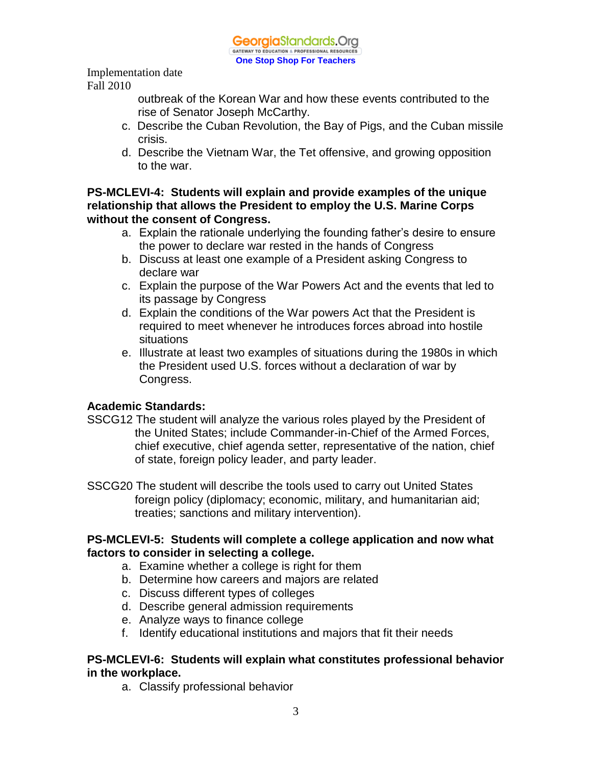outbreak of the Korean War and how these events contributed to the rise of Senator Joseph McCarthy.

c. Describe the Cuban Revolution, the Bay of Pigs, and the Cuban missile crisis.
d. Describe the Vietnam War, the Tet offensive, and growing opposition to the war.

**PS-MCLEVI-4: Students will explain and provide examples of the unique relationship that allows the President to employ the U.S. Marine Corps without the consent of Congress.**

a. Explain the rationale underlying the founding father's desire to ensure the power to declare war rested in the hands of Congress
b. Discuss at least one example of a President asking Congress to declare war
c. Explain the purpose of the War Powers Act and the events that led to its passage by Congress
d. Explain the conditions of the War powers Act that the President is required to meet whenever he introduces forces abroad into hostile situations
e. Illustrate at least two examples of situations during the 1980s in which the President used U.S. forces without a declaration of war by Congress.

**Academic Standards:**

SSCG12 The student will analyze the various roles played by the President of the United States; include Commander-in-Chief of the Armed Forces, chief executive, chief agenda setter, representative of the nation, chief of state, foreign policy leader, and party leader.

SSCG20 The student will describe the tools used to carry out United States foreign policy (diplomacy; economic, military, and humanitarian aid; treaties; sanctions and military intervention).

**PS-MCLEVI-5: Students will complete a college application and now what factors to consider in selecting a college.**

a. Examine whether a college is right for them
b. Determine how careers and majors are related
c. Discuss different types of colleges
d. Describe general admission requirements
e. Analyze ways to finance college
f. Identify educational institutions and majors that fit their needs

**PS-MCLEVI-6: Students will explain what constitutes professional behavior in the workplace.**

a. Classify professional behavior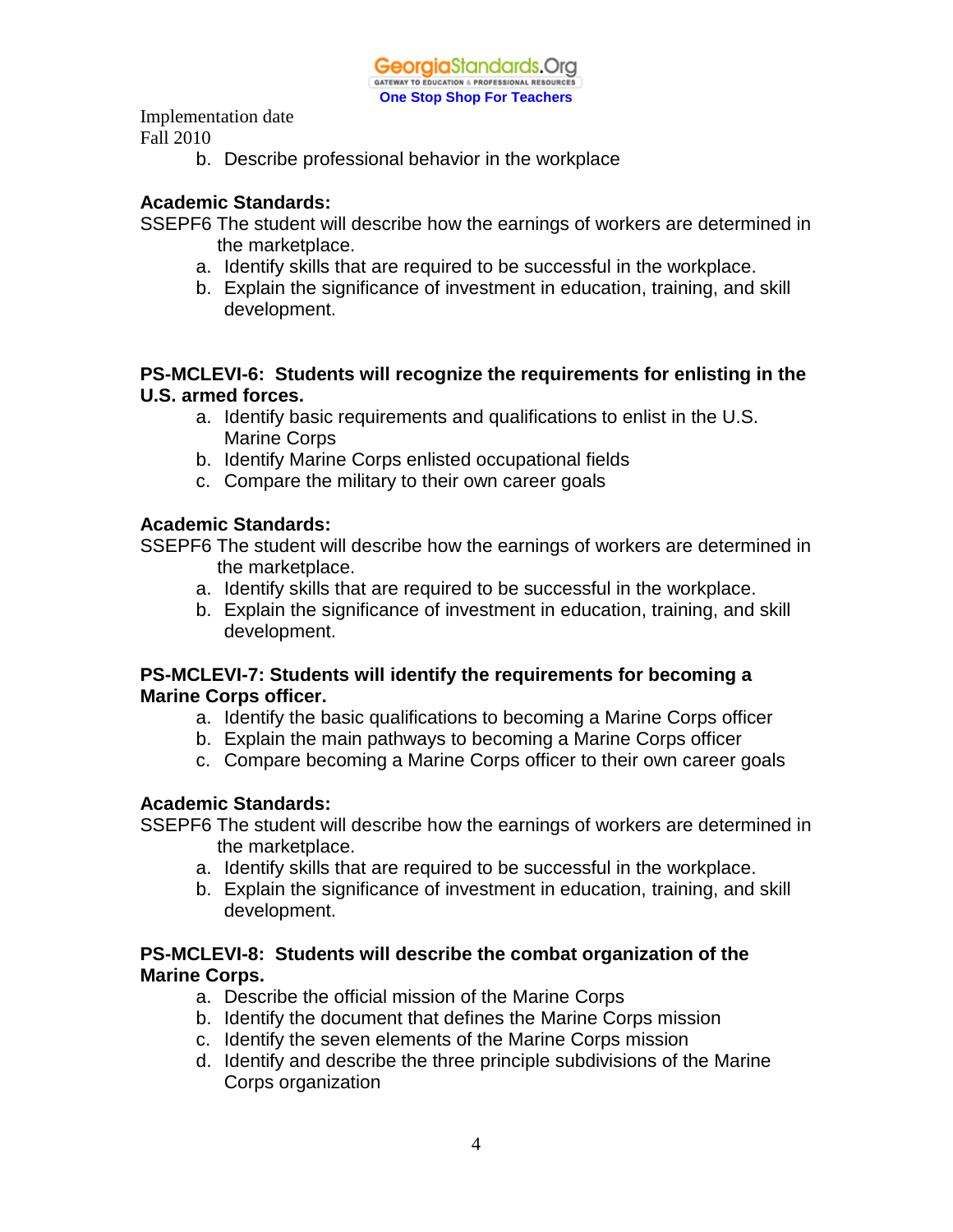b. Describe professional behavior in the workplace

**Academic Standards:**

SSEPF6 The student will describe how the earnings of workers are determined in the marketplace.

a. Identify skills that are required to be successful in the workplace.
b. Explain the significance of investment in education, training, and skill development.

**PS-MCLEVI-6: Students will recognize the requirements for enlisting in the U.S. armed forces.**

a. Identify basic requirements and qualifications to enlist in the U.S. Marine Corps
b. Identify Marine Corps enlisted occupational fields
c. Compare the military to their own career goals

**Academic Standards:**

SSEPF6 The student will describe how the earnings of workers are determined in the marketplace.

a. Identify skills that are required to be successful in the workplace.
b. Explain the significance of investment in education, training, and skill development.

**PS-MCLEVI-7: Students will identify the requirements for becoming a Marine Corps officer.**

a. Identify the basic qualifications to becoming a Marine Corps officer
b. Explain the main pathways to becoming a Marine Corps officer
c. Compare becoming a Marine Corps officer to their own career goals

**Academic Standards:**

SSEPF6 The student will describe how the earnings of workers are determined in the marketplace.

a. Identify skills that are required to be successful in the workplace.
b. Explain the significance of investment in education, training, and skill development.

**PS-MCLEVI-8: Students will describe the combat organization of the Marine Corps.**

a. Describe the official mission of the Marine Corps
b. Identify the document that defines the Marine Corps mission
c. Identify the seven elements of the Marine Corps mission
d. Identify and describe the three principle subdivisions of the Marine Corps organization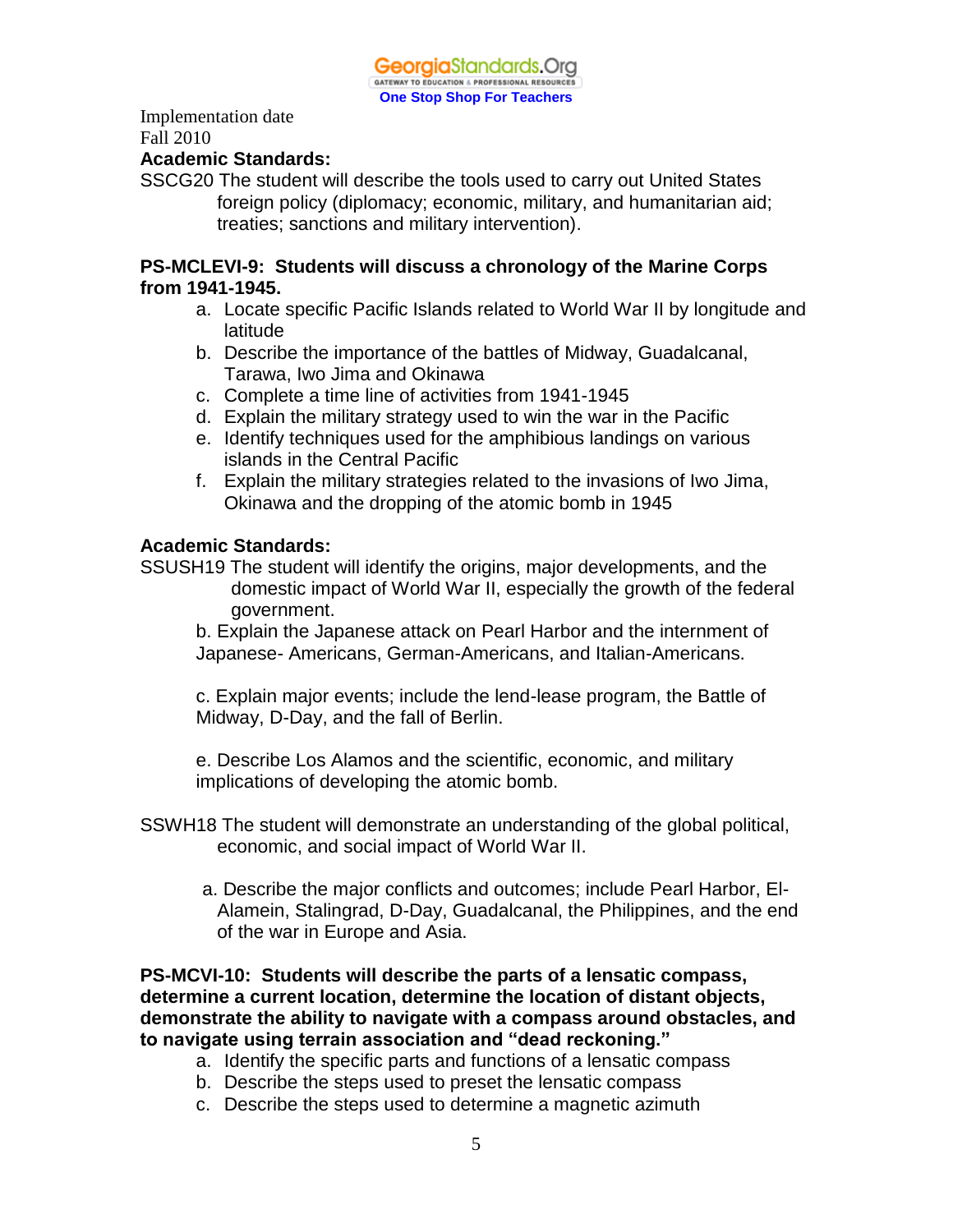Implementation date
Fall 2010

**Academic Standards:**

SSCG20 The student will describe the tools used to carry out United States foreign policy (diplomacy; economic, military, and humanitarian aid; treaties; sanctions and military intervention).

**PS-MCLEVI-9: Students will discuss a chronology of the Marine Corps from 1941-1945.**

a. Locate specific Pacific Islands related to World War II by longitude and latitude
b. Describe the importance of the battles of Midway, Guadalcanal, Tarawa, Iwo Jima and Okinawa
c. Complete a time line of activities from 1941-1945
d. Explain the military strategy used to win the war in the Pacific
e. Identify techniques used for the amphibious landings on various islands in the Central Pacific
f. Explain the military strategies related to the invasions of Iwo Jima, Okinawa and the dropping of the atomic bomb in 1945

**Academic Standards:**

SSUSH19 The student will identify the origins, major developments, and the domestic impact of World War II, especially the growth of the federal government.

b. Explain the Japanese attack on Pearl Harbor and the internment of Japanese- Americans, German-Americans, and Italian-Americans.

c. Explain major events; include the lend-lease program, the Battle of Midway, D-Day, and the fall of Berlin.

e. Describe Los Alamos and the scientific, economic, and military implications of developing the atomic bomb.

SSWH18 The student will demonstrate an understanding of the global political, economic, and social impact of World War II.

a. Describe the major conflicts and outcomes; include Pearl Harbor, El-Alamein, Stalingrad, D-Day, Guadalcanal, the Philippines, and the end of the war in Europe and Asia.

**PS-MCVI-10: Students will describe the parts of a lensatic compass, determine a current location, determine the location of distant objects, demonstrate the ability to navigate with a compass around obstacles, and to navigate using terrain association and "dead reckoning."**

a. Identify the specific parts and functions of a lensatic compass
b. Describe the steps used to preset the lensatic compass
c. Describe the steps used to determine a magnetic azimuth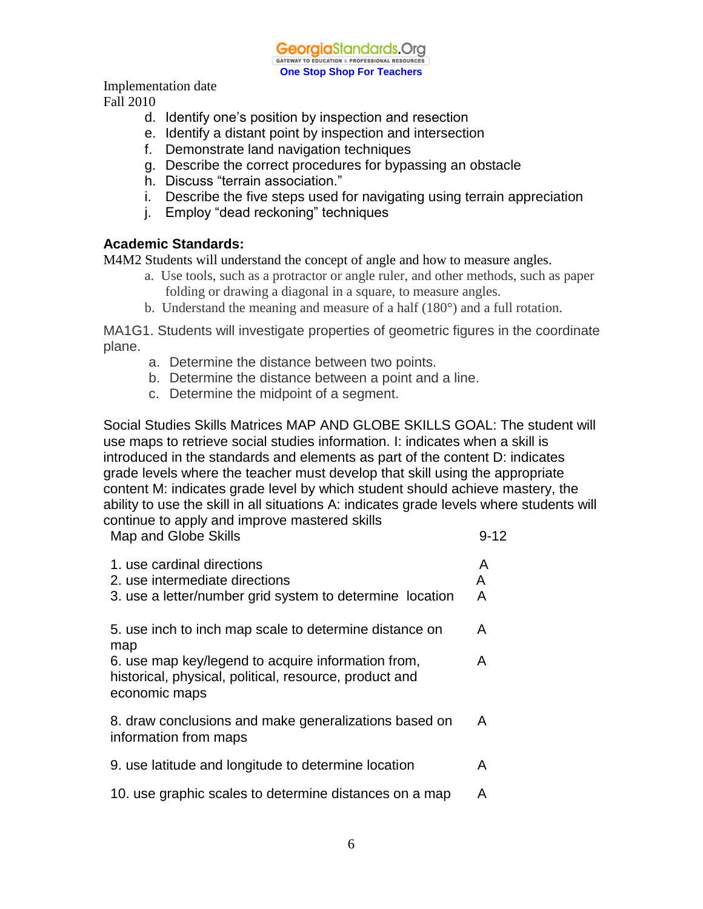Implementation date
Fall 2010

d. Identify one's position by inspection and resection
e. Identify a distant point by inspection and intersection
f. Demonstrate land navigation techniques
g. Describe the correct procedures for bypassing an obstacle
h. Discuss "terrain association."
i. Describe the five steps used for navigating using terrain appreciation
j. Employ "dead reckoning" techniques

**Academic Standards:**

M4M2 Students will understand the concept of angle and how to measure angles.

a. Use tools, such as a protractor or angle ruler, and other methods, such as paper folding or drawing a diagonal in a square, to measure angles.
b. Understand the meaning and measure of a half (180°) and a full rotation.

MA1G1. Students will investigate properties of geometric figures in the coordinate plane.

a. Determine the distance between two points.
b. Determine the distance between a point and a line.
c. Determine the midpoint of a segment.

Social Studies Skills Matrices MAP AND GLOBE SKILLS GOAL: The student will use maps to retrieve social studies information. I: indicates when a skill is introduced in the standards and elements as part of the content D: indicates grade levels where the teacher must develop that skill using the appropriate content M: indicates grade level by which student should achieve mastery, the ability to use the skill in all situations A: indicates grade levels where students will continue to apply and improve mastered skills

| Map and Globe Skills | 9-12 |
|---|---|
| 1. use cardinal directions | A |
| 2. use intermediate directions | A |
| 3. use a letter/number grid system to determine location | A |
| 5. use inch to inch map scale to determine distance on map | A |
| 6. use map key/legend to acquire information from, historical, physical, political, resource, product and economic maps | A |
| 8. draw conclusions and make generalizations based on information from maps | A |
| 9. use latitude and longitude to determine location | A |
| 10. use graphic scales to determine distances on a map | A |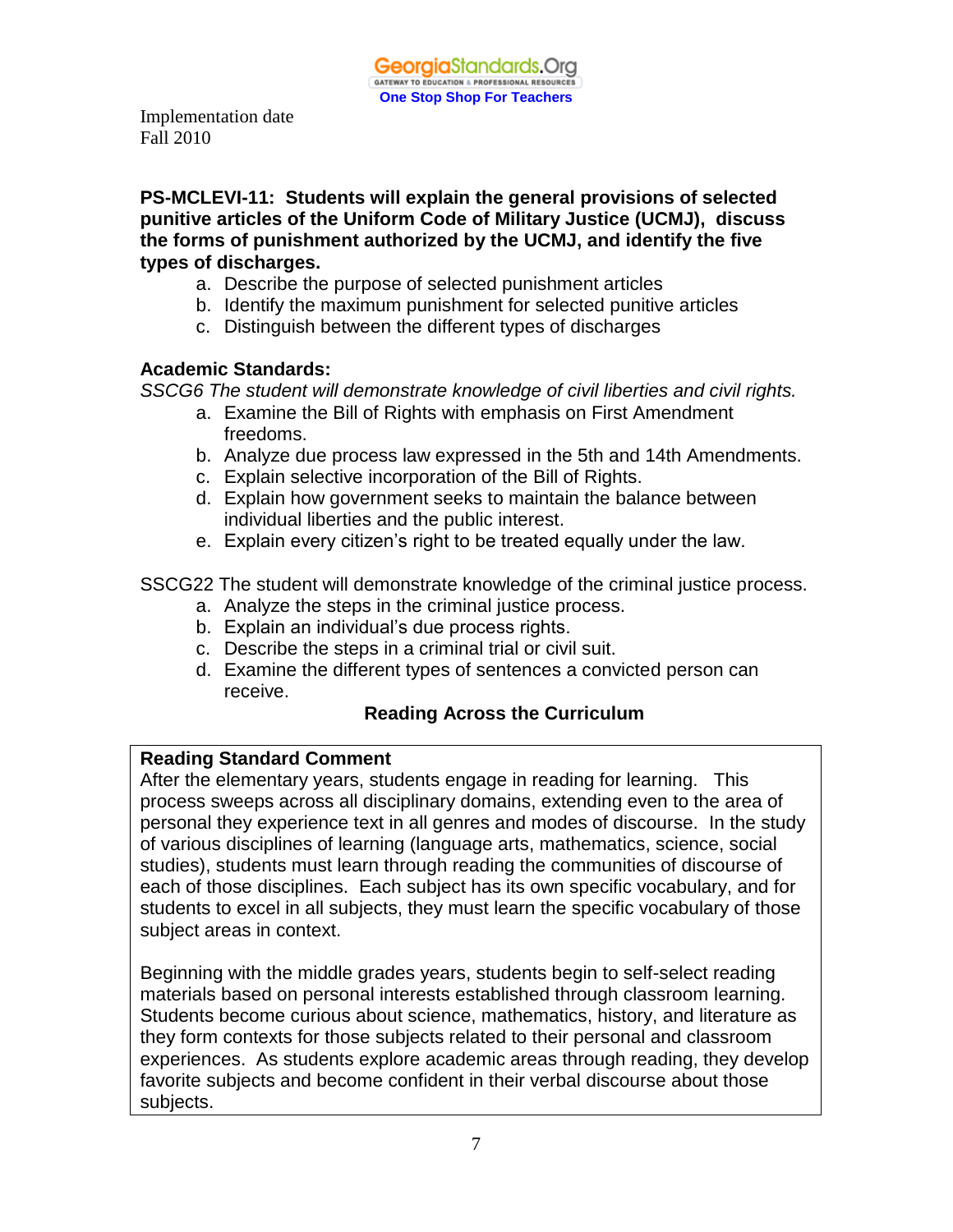Implementation date
Fall 2010

**PS-MCLEVI-11: Students will explain the general provisions of selected punitive articles of the Uniform Code of Military Justice (UCMJ), discuss the forms of punishment authorized by the UCMJ, and identify the five types of discharges.**

a. Describe the purpose of selected punishment articles
b. Identify the maximum punishment for selected punitive articles
c. Distinguish between the different types of discharges

**Academic Standards:**

*SSCG6 The student will demonstrate knowledge of civil liberties and civil rights.*

a. Examine the Bill of Rights with emphasis on First Amendment freedoms.
b. Analyze due process law expressed in the 5th and 14th Amendments.
c. Explain selective incorporation of the Bill of Rights.
d. Explain how government seeks to maintain the balance between individual liberties and the public interest.
e. Explain every citizen's right to be treated equally under the law.

SSCG22 The student will demonstrate knowledge of the criminal justice process.

a. Analyze the steps in the criminal justice process.
b. Explain an individual's due process rights.
c. Describe the steps in a criminal trial or civil suit.
d. Examine the different types of sentences a convicted person can receive.

**Reading Across the Curriculum**

**Reading Standard Comment**

After the elementary years, students engage in reading for learning. This process sweeps across all disciplinary domains, extending even to the area of personal they experience text in all genres and modes of discourse. In the study of various disciplines of learning (language arts, mathematics, science, social studies), students must learn through reading the communities of discourse of each of those disciplines. Each subject has its own specific vocabulary, and for students to excel in all subjects, they must learn the specific vocabulary of those subject areas in context.

Beginning with the middle grades years, students begin to self-select reading materials based on personal interests established through classroom learning. Students become curious about science, mathematics, history, and literature as they form contexts for those subjects related to their personal and classroom experiences. As students explore academic areas through reading, they develop favorite subjects and become confident in their verbal discourse about those subjects.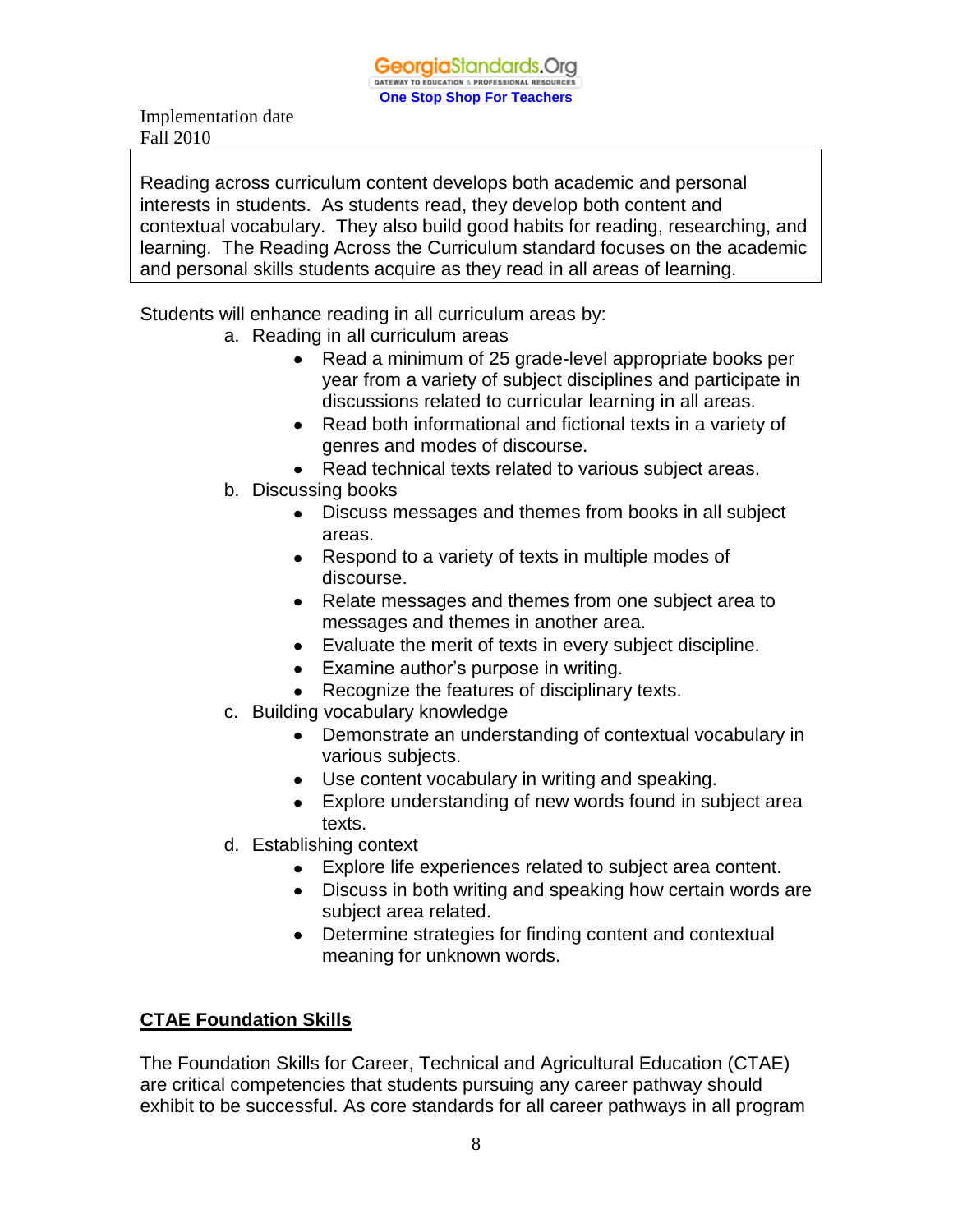Implementation date
Fall 2010

Reading across curriculum content develops both academic and personal interests in students. As students read, they develop both content and contextual vocabulary. They also build good habits for reading, researching, and learning. The Reading Across the Curriculum standard focuses on the academic and personal skills students acquire as they read in all areas of learning.

Students will enhance reading in all curriculum areas by:

a. Reading in all curriculum areas
    - Read a minimum of 25 grade-level appropriate books per year from a variety of subject disciplines and participate in discussions related to curricular learning in all areas.
    - Read both informational and fictional texts in a variety of genres and modes of discourse.
    - Read technical texts related to various subject areas.

b. Discussing books
    - Discuss messages and themes from books in all subject areas.
    - Respond to a variety of texts in multiple modes of discourse.
    - Relate messages and themes from one subject area to messages and themes in another area.
    - Evaluate the merit of texts in every subject discipline.
    - Examine author's purpose in writing.
    - Recognize the features of disciplinary texts.

c. Building vocabulary knowledge
    - Demonstrate an understanding of contextual vocabulary in various subjects.
    - Use content vocabulary in writing and speaking.
    - Explore understanding of new words found in subject area texts.

d. Establishing context
    - Explore life experiences related to subject area content.
    - Discuss in both writing and speaking how certain words are subject area related.
    - Determine strategies for finding content and contextual meaning for unknown words.

## CTAE Foundation Skills

The Foundation Skills for Career, Technical and Agricultural Education (CTAE) are critical competencies that students pursuing any career pathway should exhibit to be successful. As core standards for all career pathways in all program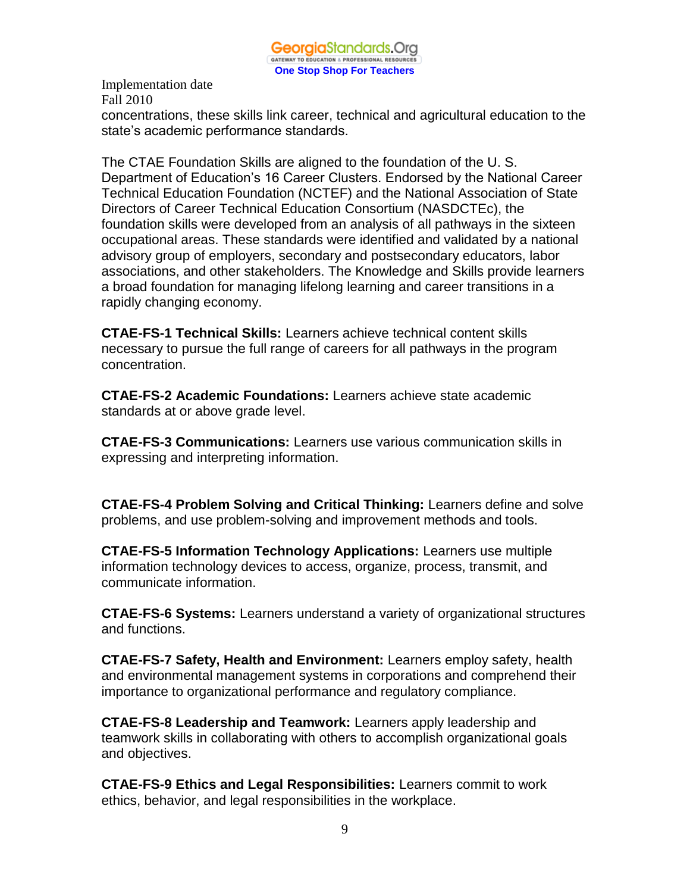Implementation date
Fall 2010

concentrations, these skills link career, technical and agricultural education to the state's academic performance standards.

The CTAE Foundation Skills are aligned to the foundation of the U. S. Department of Education's 16 Career Clusters. Endorsed by the National Career Technical Education Foundation (NCTEF) and the National Association of State Directors of Career Technical Education Consortium (NASDCTEc), the foundation skills were developed from an analysis of all pathways in the sixteen occupational areas. These standards were identified and validated by a national advisory group of employers, secondary and postsecondary educators, labor associations, and other stakeholders. The Knowledge and Skills provide learners a broad foundation for managing lifelong learning and career transitions in a rapidly changing economy.

**CTAE-FS-1 Technical Skills:** Learners achieve technical content skills necessary to pursue the full range of careers for all pathways in the program concentration.

**CTAE-FS-2 Academic Foundations:** Learners achieve state academic standards at or above grade level.

**CTAE-FS-3 Communications:** Learners use various communication skills in expressing and interpreting information.

**CTAE-FS-4 Problem Solving and Critical Thinking:** Learners define and solve problems, and use problem-solving and improvement methods and tools.

**CTAE-FS-5 Information Technology Applications:** Learners use multiple information technology devices to access, organize, process, transmit, and communicate information.

**CTAE-FS-6 Systems:** Learners understand a variety of organizational structures and functions.

**CTAE-FS-7 Safety, Health and Environment:** Learners employ safety, health and environmental management systems in corporations and comprehend their importance to organizational performance and regulatory compliance.

**CTAE-FS-8 Leadership and Teamwork:** Learners apply leadership and teamwork skills in collaborating with others to accomplish organizational goals and objectives.

**CTAE-FS-9 Ethics and Legal Responsibilities:** Learners commit to work ethics, behavior, and legal responsibilities in the workplace.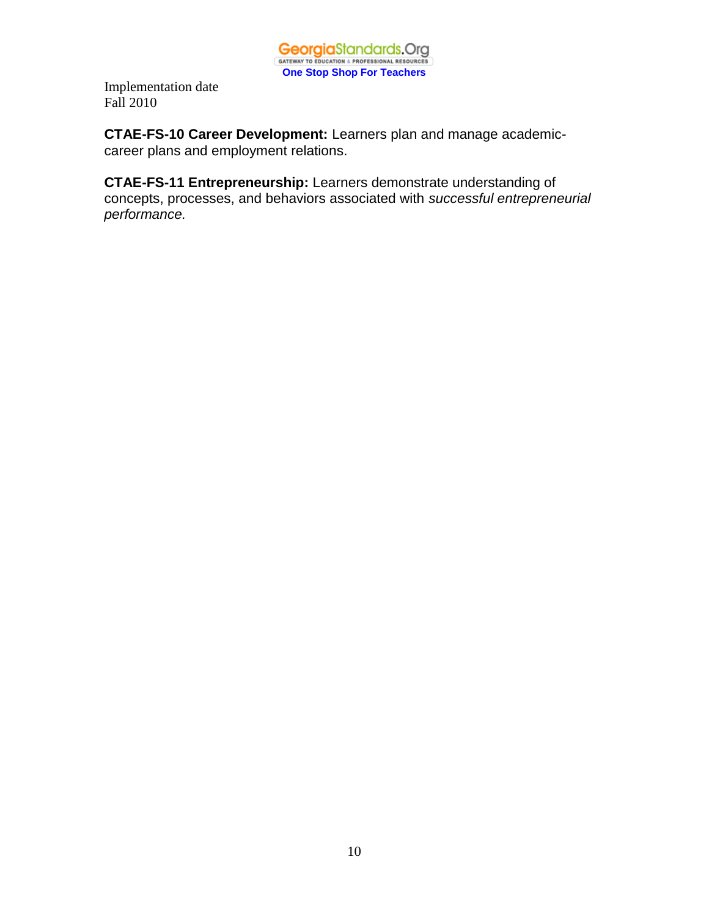Implementation date
Fall 2010

**CTAE-FS-10 Career Development:** Learners plan and manage academic-career plans and employment relations.

**CTAE-FS-11 Entrepreneurship:** Learners demonstrate understanding of concepts, processes, and behaviors associated with *successful entrepreneurial performance.*